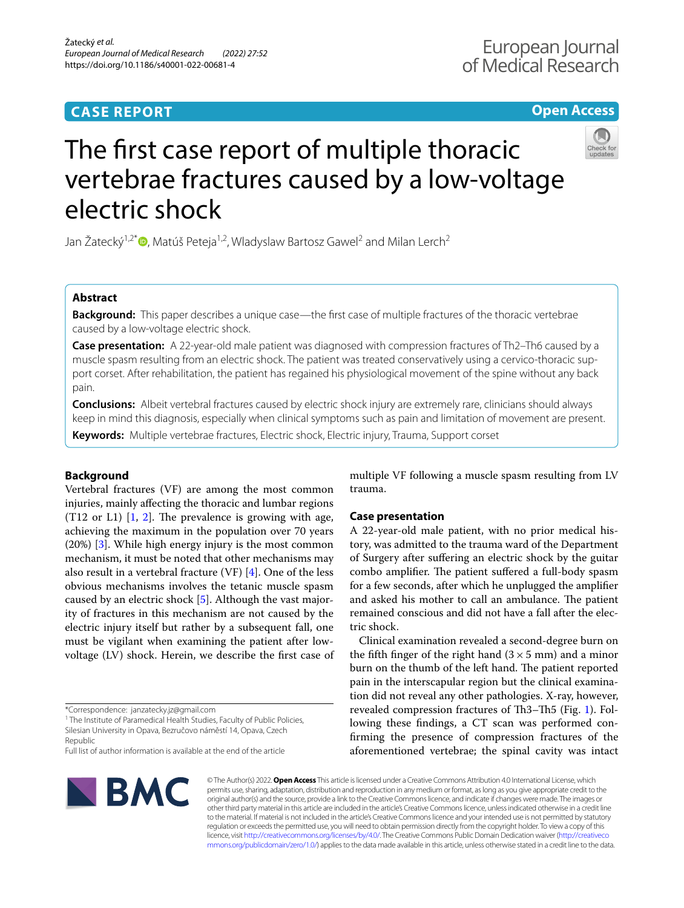# The first case report of multiple thoracic vertebrae fractures caused by a low-voltage electric shock

Jan Žatecký[1,2*], Matúš Peteja[1,2], Wladyslaw Bartosz Gawel[2] and Milan Lerch[2]

## Abstract

**Background:** This paper describes a unique case—the first case of multiple fractures of the thoracic vertebrae caused by a low-voltage electric shock.

**Case presentation:** A 22-year-old male patient was diagnosed with compression fractures of Th2–Th6 caused by a muscle spasm resulting from an electric shock. The patient was treated conservatively using a cervico-thoracic support corset. After rehabilitation, the patient has regained his physiological movement of the spine without any back pain.

**Conclusions:** Albeit vertebral fractures caused by electric shock injury are extremely rare, clinicians should always keep in mind this diagnosis, especially when clinical symptoms such as pain and limitation of movement are present.

**Keywords:** Multiple vertebrae fractures, Electric shock, Electric injury, Trauma, Support corset

## Background

Vertebral fractures (VF) are among the most common injuries, mainly affecting the thoracic and lumbar regions (T12 or L1) [1, 2]. The prevalence is growing with age, achieving the maximum in the population over 70 years (20%) [3]. While high energy injury is the most common mechanism, it must be noted that other mechanisms may also result in a vertebral fracture (VF) [4]. One of the less obvious mechanisms involves the tetanic muscle spasm caused by an electric shock [5]. Although the vast majority of fractures in this mechanism are not caused by the electric injury itself but rather by a subsequent fall, one must be vigilant when examining the patient after low-voltage (LV) shock. Herein, we describe the first case of multiple VF following a muscle spasm resulting from LV trauma.

## Case presentation

A 22-year-old male patient, with no prior medical history, was admitted to the trauma ward of the Department of Surgery after suffering an electric shock by the guitar combo amplifier. The patient suffered a full-body spasm for a few seconds, after which he unplugged the amplifier and asked his mother to call an ambulance. The patient remained conscious and did not have a fall after the electric shock.

Clinical examination revealed a second-degree burn on the fifth finger of the right hand (3 × 5 mm) and a minor burn on the thumb of the left hand. The patient reported pain in the interscapular region but the clinical examination did not reveal any other pathologies. X-ray, however, revealed compression fractures of Th3–Th5 (Fig. 1). Following these findings, a CT scan was performed confirming the presence of compression fractures of the aforementioned vertebrae; the spinal cavity was intact

*Correspondence: janzatecky.jz@gmail.com

[1] The Institute of Paramedical Health Studies, Faculty of Public Policies, Silesian University in Opava, Bezručovo náměstí 14, Opava, Czech Republic

Full list of author information is available at the end of the article

© The Author(s) 2022. **Open Access** This article is licensed under a Creative Commons Attribution 4.0 International License, which permits use, sharing, adaptation, distribution and reproduction in any medium or format, as long as you give appropriate credit to the original author(s) and the source, provide a link to the Creative Commons licence, and indicate if changes were made. The images or other third party material in this article are included in the article's Creative Commons licence, unless indicated otherwise in a credit line to the material. If material is not included in the article's Creative Commons licence and your intended use is not permitted by statutory regulation or exceeds the permitted use, you will need to obtain permission directly from the copyright holder. To view a copy of this licence, visit http://creativecommons.org/licenses/by/4.0/. The Creative Commons Public Domain Dedication waiver (http://creativecommons.org/publicdomain/zero/1.0/) applies to the data made available in this article, unless otherwise stated in a credit line to the data.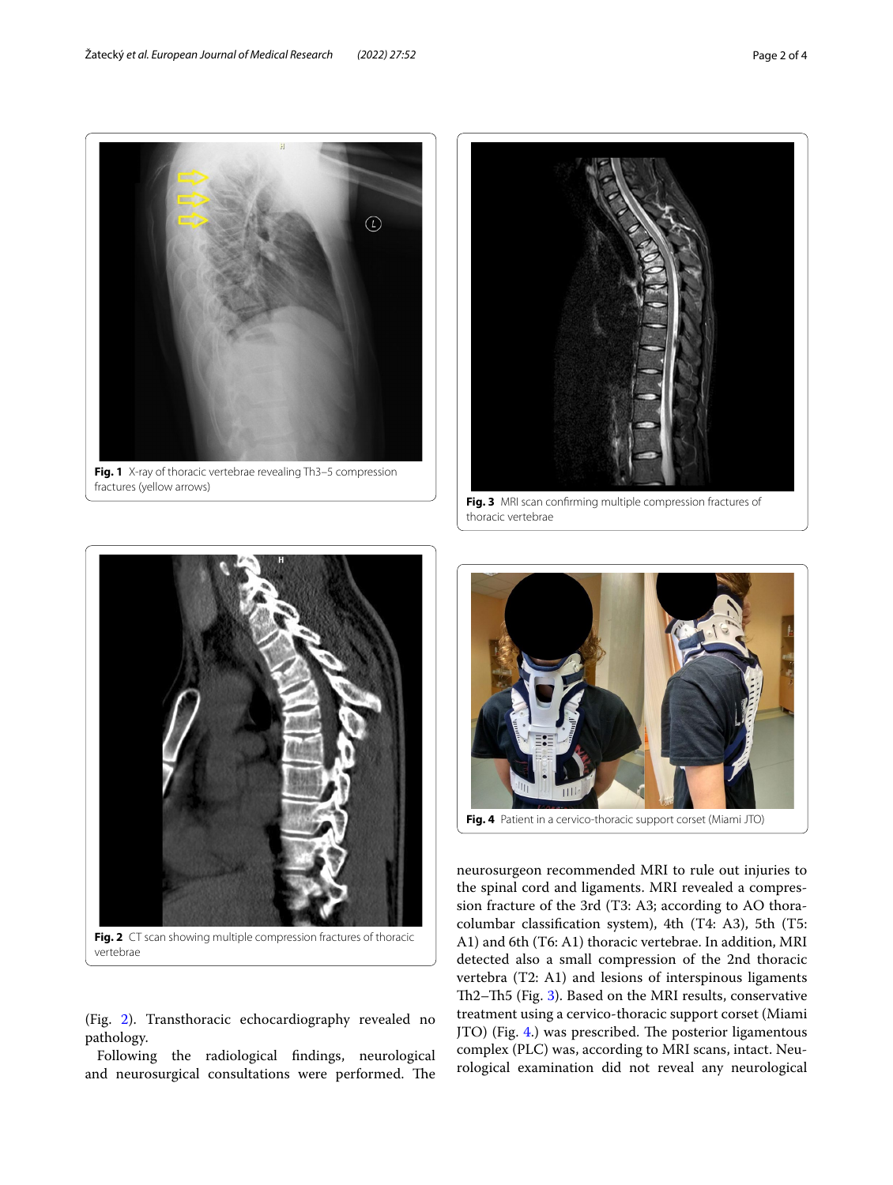Fig. 1 X-ray of thoracic vertebrae revealing Th3–5 compression fractures (yellow arrows)

Fig. 3 MRI scan confirming multiple compression fractures of thoracic vertebrae

Fig. 2 CT scan showing multiple compression fractures of thoracic vertebrae

Fig. 4 Patient in a cervico-thoracic support corset (Miami JTO)

(Fig. 2). Transthoracic echocardiography revealed no pathology.

Following the radiological findings, neurological and neurosurgical consultations were performed. The neurosurgeon recommended MRI to rule out injuries to the spinal cord and ligaments. MRI revealed a compression fracture of the 3rd (T3: A3; according to AO thoracolumbar classification system), 4th (T4: A3), 5th (T5: A1) and 6th (T6: A1) thoracic vertebrae. In addition, MRI detected also a small compression of the 2nd thoracic vertebra (T2: A1) and lesions of interspinous ligaments Th2–Th5 (Fig. 3). Based on the MRI results, conservative treatment using a cervico-thoracic support corset (Miami JTO) (Fig. 4.) was prescribed. The posterior ligamentous complex (PLC) was, according to MRI scans, intact. Neurological examination did not reveal any neurological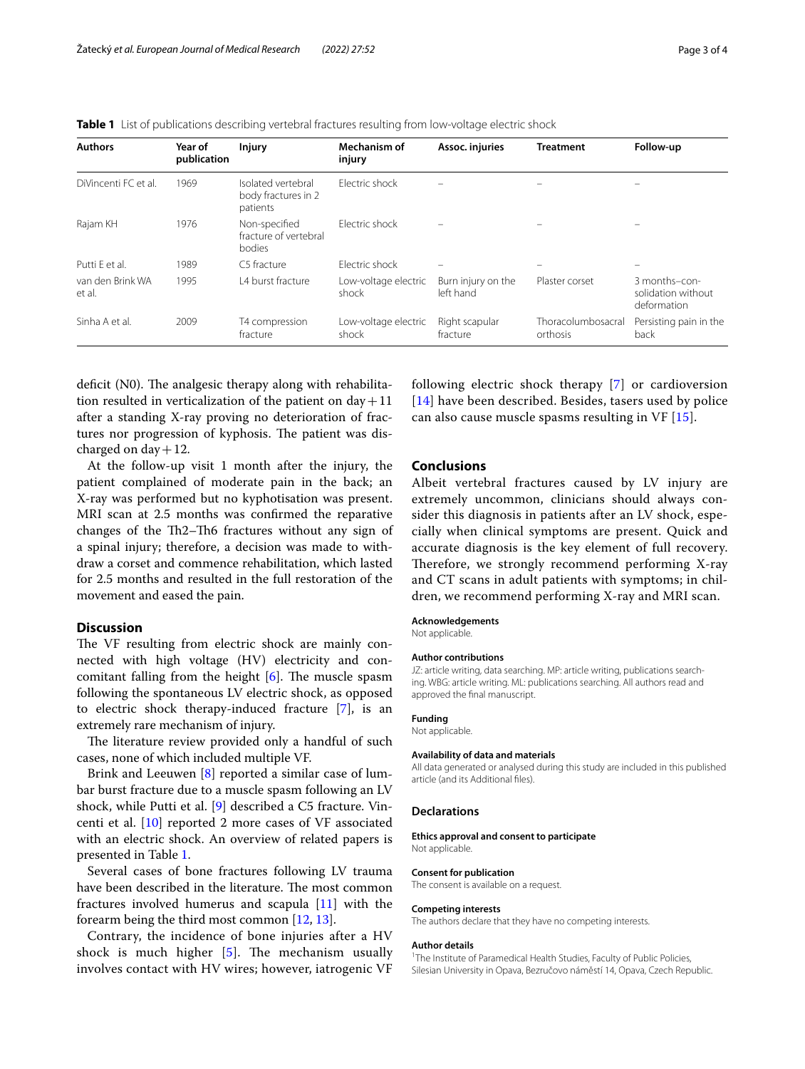**Table 1** List of publications describing vertebral fractures resulting from low-voltage electric shock

| Authors | Year of publication | Injury | Mechanism of injury | Assoc. injuries | Treatment | Follow-up |
|---|---|---|---|---|---|---|
| DiVincenti FC et al. | 1969 | Isolated vertebral body fractures in 2 patients | Electric shock | – | – | – |
| Rajam KH | 1976 | Non-specified fracture of vertebral bodies | Electric shock | – | – | – |
| Putti E et al. | 1989 | C5 fracture | Electric shock | – | – | – |
| van den Brink WA et al. | 1995 | L4 burst fracture | Low-voltage electric shock | Burn injury on the left hand | Plaster corset | 3 months–consolidation without deformation |
| Sinha A et al. | 2009 | T4 compression fracture | Low-voltage electric shock | Right scapular fracture | Thoracolumbosacral orthosis | Persisting pain in the back |

deficit (N0). The analgesic therapy along with rehabilitation resulted in verticalization of the patient on day + 11 after a standing X-ray proving no deterioration of fractures nor progression of kyphosis. The patient was discharged on day + 12.

At the follow-up visit 1 month after the injury, the patient complained of moderate pain in the back; an X-ray was performed but no kyphotisation was present. MRI scan at 2.5 months was confirmed the reparative changes of the Th2–Th6 fractures without any sign of a spinal injury; therefore, a decision was made to withdraw a corset and commence rehabilitation, which lasted for 2.5 months and resulted in the full restoration of the movement and eased the pain.

## Discussion

The VF resulting from electric shock are mainly connected with high voltage (HV) electricity and concomitant falling from the height [6]. The muscle spasm following the spontaneous LV electric shock, as opposed to electric shock therapy-induced fracture [7], is an extremely rare mechanism of injury.

The literature review provided only a handful of such cases, none of which included multiple VF.

Brink and Leeuwen [8] reported a similar case of lumbar burst fracture due to a muscle spasm following an LV shock, while Putti et al. [9] described a C5 fracture. Vincenti et al. [10] reported 2 more cases of VF associated with an electric shock. An overview of related papers is presented in Table 1.

Several cases of bone fractures following LV trauma have been described in the literature. The most common fractures involved humerus and scapula [11] with the forearm being the third most common [12, 13].

Contrary, the incidence of bone injuries after a HV shock is much higher [5]. The mechanism usually involves contact with HV wires; however, iatrogenic VF following electric shock therapy [7] or cardioversion [14] have been described. Besides, tasers used by police can also cause muscle spasms resulting in VF [15].

## Conclusions

Albeit vertebral fractures caused by LV injury are extremely uncommon, clinicians should always consider this diagnosis in patients after an LV shock, especially when clinical symptoms are present. Quick and accurate diagnosis is the key element of full recovery. Therefore, we strongly recommend performing X-ray and CT scans in adult patients with symptoms; in children, we recommend performing X-ray and MRI scan.

#### Acknowledgements
Not applicable.

#### Author contributions
JZ: article writing, data searching. MP: article writing, publications searching. WBG: article writing. ML: publications searching. All authors read and approved the final manuscript.

#### Funding
Not applicable.

#### Availability of data and materials
All data generated or analysed during this study are included in this published article (and its Additional files).

### Declarations

#### Ethics approval and consent to participate
Not applicable.

#### Consent for publication
The consent is available on a request.

#### Competing interests
The authors declare that they have no competing interests.

#### Author details
[1]The Institute of Paramedical Health Studies, Faculty of Public Policies, Silesian University in Opava, Bezručovo náměstí 14, Opava, Czech Republic.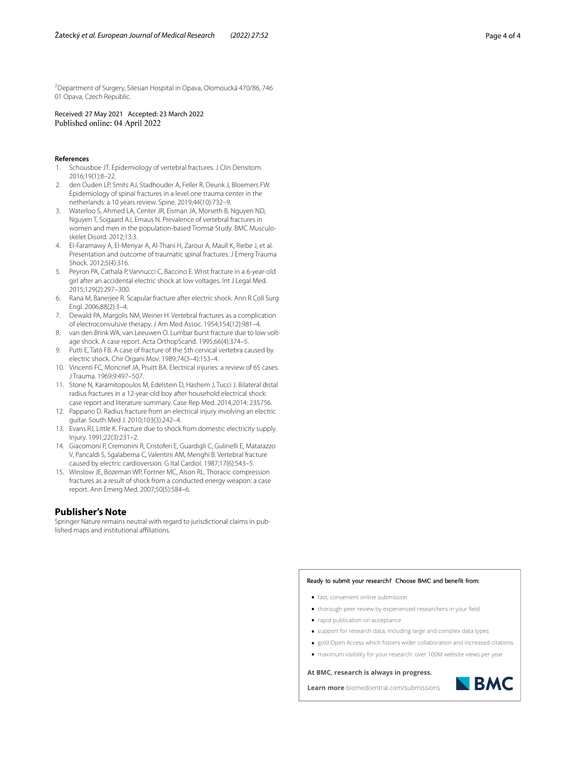[2]Department of Surgery, Silesian Hospital in Opava, Olomoucká 470/86, 746 01 Opava, Czech Republic.

Received: 27 May 2021 Accepted: 23 March 2022
Published online: 04 April 2022

**References**

1. Schousboe JT. Epidemiology of vertebral fractures. J Clin Densitom. 2016;19(1):8–22.
2. den Ouden LP, Smits AJ, Stadhouder A, Feller R, Deunk J, Bloemers FW. Epidemiology of spinal fractures in a level one trauma center in the netherlands: a 10 years review. Spine. 2019;44(10):732–9.
3. Waterloo S, Ahmed LA, Center JR, Eisman JA, Morseth B, Nguyen ND, Nguyen T, Sogaard AJ, Emaus N. Prevalence of vertebral fractures in women and men in the population-based Tromsø Study. BMC Musculoskelet Disord. 2012;13:3.
4. El-Faramawy A, El-Menyar A, Al-Thani H, Zarour A, Maull K, Riebe J, et al. Presentation and outcome of traumatic spinal fractures. J Emerg Trauma Shock. 2012;5(4):316.
5. Peyron PA, Cathala P, Vannucci C, Baccino E. Wrist fracture in a 6-year-old girl after an accidental electric shock at low voltages. Int J Legal Med. 2015;129(2):297–300.
6. Rana M, Banerjee R. Scapular fracture after electric shock. Ann R Coll Surg Engl. 2006;88(2):3–4.
7. Dewald PA, Margolis NM, Weiner H. Vertebral fractures as a complication of electroconvulsive therapy. J Am Med Assoc. 1954;154(12):981–4.
8. van den Brink WA, van Leeuwen O. Lumbar burst fracture due to low voltage shock. A case report. Acta OrthopScand. 1995;66(4):374–5.
9. Putti E, Tatò FB. A case of fracture of the 5th cervical vertebra caused by electric shock. Chir Organi Mov. 1989;74(3–4):153–4.
10. Vincenti FC, Moncrief JA, Pruitt BA. Electrical injuries: a review of 65 cases. J Trauma. 1969;9:497–507.
11. Stone N, Karamitopoulos M, Edelstein D, Hashem J, Tucci J. Bilateral distal radius fractures in a 12-year-old boy after household electrical shock: case report and literature summary. Case Rep Med. 2014;2014: 235756.
12. Pappano D. Radius fracture from an electrical injury involving an electric guitar. South Med J. 2010;103(3):242–4.
13. Evans RJ, Little K. Fracture due to shock from domestic electricity supply. Injury. 1991;22(3):231–2.
14. Giacomoni P, Cremonini R, Cristoferi E, Guardigli C, Gulinelli E, Matarazzo V, Pancaldi S, Sgalaberna C, Valentini AM, Menghi B. Vertebral fracture caused by electric cardioversion. G Ital Cardiol. 1987;17(6):543–5.
15. Winslow JE, Bozeman WP, Fortner MC, Alson RL. Thoracic compression fractures as a result of shock from a conducted energy weapon: a case report. Ann Emerg Med. 2007;50(5):584–6.

## Publisher's Note

Springer Nature remains neutral with regard to jurisdictional claims in published maps and institutional affiliations.

Ready to submit your research? Choose BMC and benefit from:

- fast, convenient online submission
- thorough peer review by experienced researchers in your field
- rapid publication on acceptance
- support for research data, including large and complex data types
- gold Open Access which fosters wider collaboration and increased citations
- maximum visibility for your research: over 100M website views per year

**At BMC, research is always in progress.**

**Learn more** biomedcentral.com/submissions

BMC